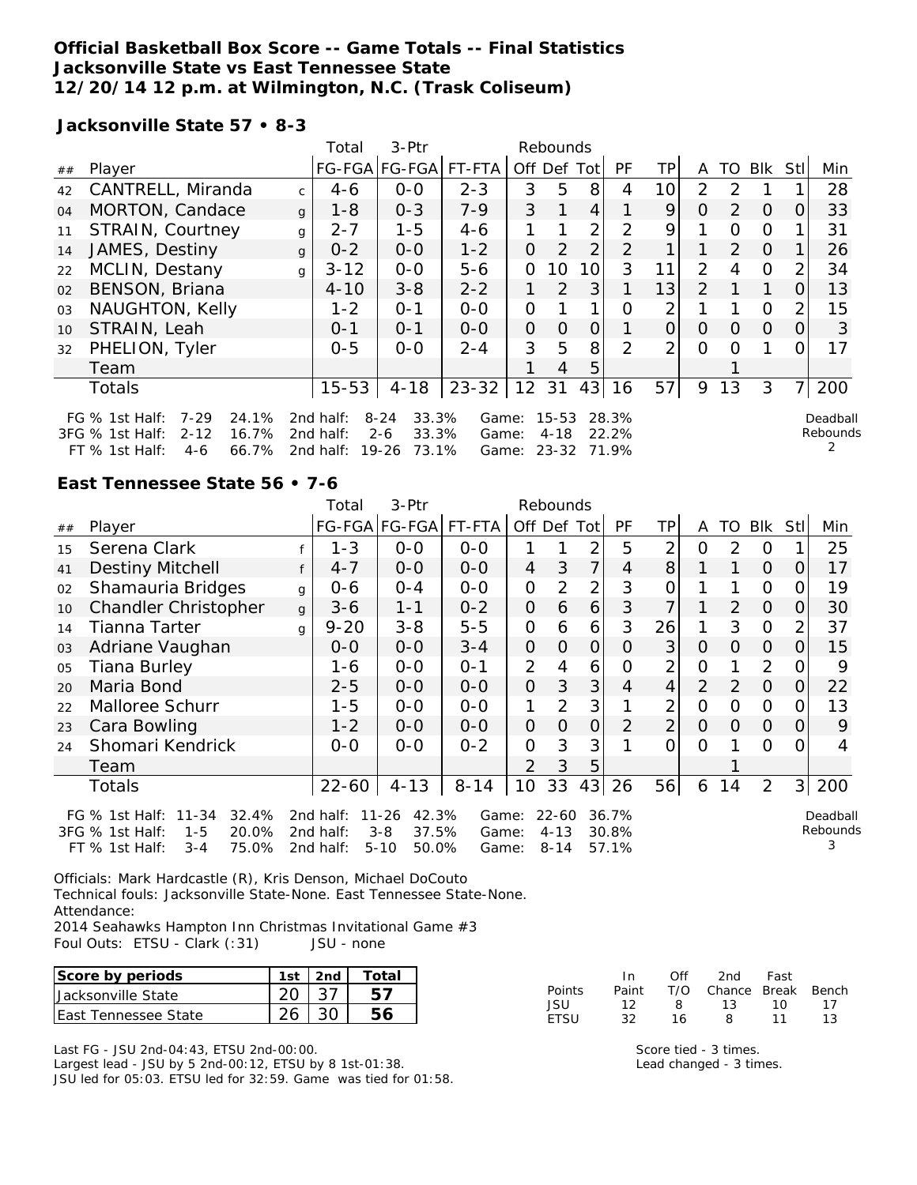**Official Basketball Box Score -- Game Totals -- Final Statistics**
**Jacksonville State vs East Tennessee State**
**12/20/14 12 p.m. at Wilmington, N.C. (Trask Coliseum)**

**Jacksonville State 57 • 8-3**

| ## | Player | | Total FG-FGA | 3-Ptr FG-FGA | FT-FTA | Off | Def | Tot | PF | TP | A | TO | Blk | Stl | Min |
|---|---|---|---|---|---|---|---|---|---|---|---|---|---|---|---|
| 42 | CANTRELL, Miranda | c | 4-6 | 0-0 | 2-3 | 3 | 5 | 8 | 4 | 10 | 2 | 2 | 1 | 1 | 28 |
| 04 | MORTON, Candace | g | 1-8 | 0-3 | 7-9 | 3 | 1 | 4 | 1 | 9 | 0 | 2 | 0 | 0 | 33 |
| 11 | STRAIN, Courtney | g | 2-7 | 1-5 | 4-6 | 1 | 1 | 2 | 2 | 9 | 1 | 0 | 0 | 1 | 31 |
| 14 | JAMES, Destiny | g | 0-2 | 0-0 | 1-2 | 0 | 2 | 2 | 2 | 1 | 1 | 2 | 0 | 1 | 26 |
| 22 | MCLIN, Destany | g | 3-12 | 0-0 | 5-6 | 0 | 10 | 10 | 3 | 11 | 2 | 4 | 0 | 2 | 34 |
| 02 | BENSON, Briana | | 4-10 | 3-8 | 2-2 | 1 | 2 | 3 | 1 | 13 | 2 | 1 | 1 | 0 | 13 |
| 03 | NAUGHTON, Kelly | | 1-2 | 0-1 | 0-0 | 0 | 1 | 1 | 0 | 2 | 1 | 1 | 0 | 2 | 15 |
| 10 | STRAIN, Leah | | 0-1 | 0-1 | 0-0 | 0 | 0 | 0 | 1 | 0 | 0 | 0 | 0 | 0 | 3 |
| 32 | PHELION, Tyler | | 0-5 | 0-0 | 2-4 | 3 | 5 | 8 | 2 | 2 | 0 | 0 | 1 | 0 | 17 |
| | Team | | | | | 1 | 4 | 5 | | | | 1 | | | |
| | Totals | | 15-53 | 4-18 | 23-32 | 12 | 31 | 43 | 16 | 57 | 9 | 13 | 3 | 7 | 200 |

FG % 1st Half: 7-29 24.1% 2nd half: 8-24 33.3% Game: 15-53 28.3%
3FG % 1st Half: 2-12 16.7% 2nd half: 2-6 33.3% Game: 4-18 22.2%
FT % 1st Half: 4-6 66.7% 2nd half: 19-26 73.1% Game: 23-32 71.9%

Deadball Rebounds 2

**East Tennessee State 56 • 7-6**

| ## | Player | | Total FG-FGA | 3-Ptr FG-FGA | FT-FTA | Off | Def | Tot | PF | TP | A | TO | Blk | Stl | Min |
|---|---|---|---|---|---|---|---|---|---|---|---|---|---|---|---|
| 15 | Serena Clark | f | 1-3 | 0-0 | 0-0 | 1 | 1 | 2 | 5 | 2 | 0 | 2 | 0 | 1 | 25 |
| 41 | Destiny Mitchell | f | 4-7 | 0-0 | 0-0 | 4 | 3 | 7 | 4 | 8 | 1 | 1 | 0 | 0 | 17 |
| 02 | Shamauria Bridges | g | 0-6 | 0-4 | 0-0 | 0 | 2 | 2 | 3 | 0 | 1 | 1 | 0 | 0 | 19 |
| 10 | Chandler Christopher | g | 3-6 | 1-1 | 0-2 | 0 | 6 | 6 | 3 | 7 | 1 | 2 | 0 | 0 | 30 |
| 14 | Tianna Tarter | g | 9-20 | 3-8 | 5-5 | 0 | 6 | 6 | 3 | 26 | 1 | 3 | 0 | 2 | 37 |
| 03 | Adriane Vaughan | | 0-0 | 0-0 | 3-4 | 0 | 0 | 0 | 0 | 3 | 0 | 0 | 0 | 0 | 15 |
| 05 | Tiana Burley | | 1-6 | 0-0 | 0-1 | 2 | 4 | 6 | 0 | 2 | 0 | 1 | 2 | 0 | 9 |
| 20 | Maria Bond | | 2-5 | 0-0 | 0-0 | 0 | 3 | 3 | 4 | 4 | 2 | 2 | 0 | 0 | 22 |
| 22 | Malloree Schurr | | 1-5 | 0-0 | 0-0 | 1 | 2 | 3 | 1 | 2 | 0 | 0 | 0 | 0 | 13 |
| 23 | Cara Bowling | | 1-2 | 0-0 | 0-0 | 0 | 0 | 0 | 2 | 2 | 0 | 0 | 0 | 0 | 9 |
| 24 | Shomari Kendrick | | 0-0 | 0-0 | 0-2 | 0 | 3 | 3 | 1 | 0 | 0 | 1 | 0 | 0 | 4 |
| | Team | | | | | 2 | 3 | 5 | | | | 1 | | | |
| | Totals | | 22-60 | 4-13 | 8-14 | 10 | 33 | 43 | 26 | 56 | 6 | 14 | 2 | 3 | 200 |

FG % 1st Half: 11-34 32.4% 2nd half: 11-26 42.3% Game: 22-60 36.7%
3FG % 1st Half: 1-5 20.0% 2nd half: 3-8 37.5% Game: 4-13 30.8%
FT % 1st Half: 3-4 75.0% 2nd half: 5-10 50.0% Game: 8-14 57.1%

Deadball Rebounds 3

Officials: Mark Hardcastle (R), Kris Denson, Michael DoCouto
Technical fouls: Jacksonville State-None. East Tennessee State-None.
Attendance:
2014 Seahawks Hampton Inn Christmas Invitational Game #3
Foul Outs: ETSU - Clark (:31) JSU - none

| Score by periods | 1st | 2nd | Total |
|---|---|---|---|
| Jacksonville State | 20 | 37 | 57 |
| East Tennessee State | 26 | 30 | 56 |

| Points | In Paint | Off T/O | 2nd Chance | Fast Break | Bench |
|---|---|---|---|---|---|
| JSU | 12 | 8 | 13 | 10 | 17 |
| ETSU | 32 | 16 | 8 | 11 | 13 |

Last FG - JSU 2nd-04:43, ETSU 2nd-00:00.
Largest lead - JSU by 5 2nd-00:12, ETSU by 8 1st-01:38.
JSU led for 05:03. ETSU led for 32:59. Game was tied for 01:58.

Score tied - 3 times.
Lead changed - 3 times.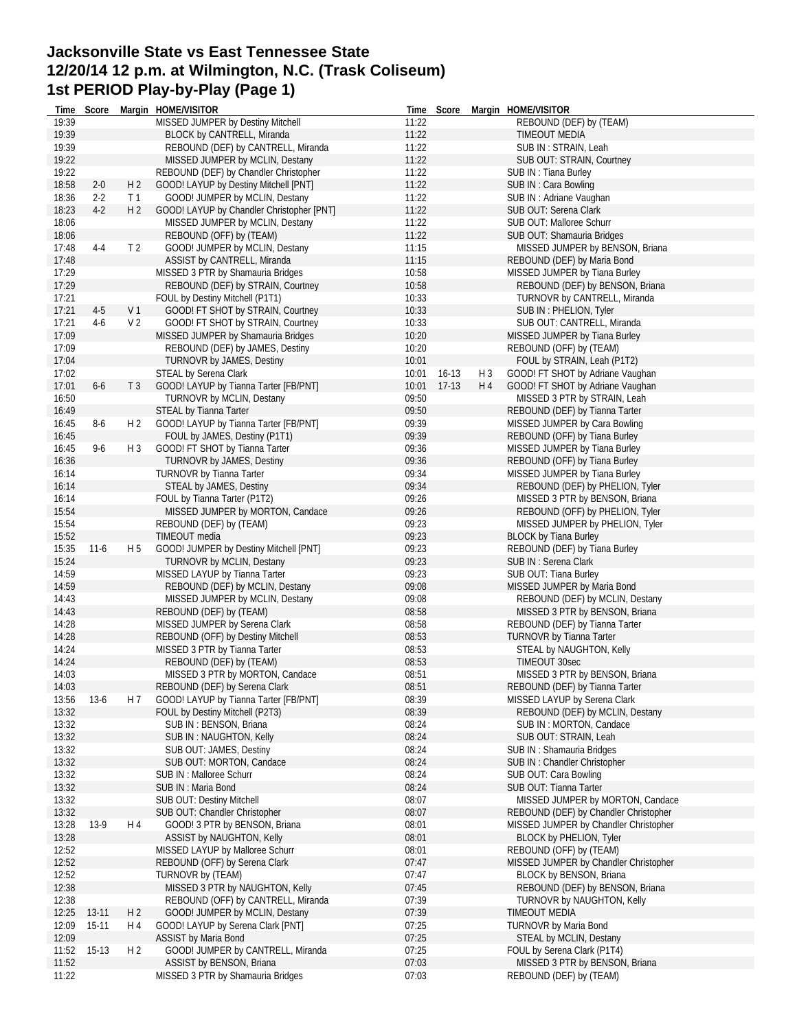# Jacksonville State vs East Tennessee State
# 12/20/14 12 p.m. at Wilmington, N.C. (Trask Coliseum)
# 1st PERIOD Play-by-Play (Page 1)

| Time | Score | Margin | HOME/VISITOR |
|---|---|---|---|
| 19:39 | | | MISSED JUMPER by Destiny Mitchell |
| 19:39 | | | BLOCK by CANTRELL, Miranda |
| 19:39 | | | REBOUND (DEF) by CANTRELL, Miranda |
| 19:22 | | | MISSED JUMPER by MCLIN, Destany |
| 19:22 | | | REBOUND (DEF) by Chandler Christopher |
| 18:58 | 2-0 | H 2 | GOOD! LAYUP by Destiny Mitchell [PNT] |
| 18:36 | 2-2 | T 1 | GOOD! JUMPER by MCLIN, Destany |
| 18:23 | 4-2 | H 2 | GOOD! LAYUP by Chandler Christopher [PNT] |
| 18:06 | | | MISSED JUMPER by MCLIN, Destany |
| 18:06 | | | REBOUND (OFF) by (TEAM) |
| 17:48 | 4-4 | T 2 | GOOD! JUMPER by MCLIN, Destany |
| 17:48 | | | ASSIST by CANTRELL, Miranda |
| 17:29 | | | MISSED 3 PTR by Shamauria Bridges |
| 17:29 | | | REBOUND (DEF) by STRAIN, Courtney |
| 17:21 | | | FOUL by Destiny Mitchell (P1T1) |
| 17:21 | 4-5 | V 1 | GOOD! FT SHOT by STRAIN, Courtney |
| 17:21 | 4-6 | V 2 | GOOD! FT SHOT by STRAIN, Courtney |
| 17:09 | | | MISSED JUMPER by Shamauria Bridges |
| 17:09 | | | REBOUND (DEF) by JAMES, Destiny |
| 17:04 | | | TURNOVR by JAMES, Destiny |
| 17:02 | | | STEAL by Serena Clark |
| 17:01 | 6-6 | T 3 | GOOD! LAYUP by Tianna Tarter [FB/PNT] |
| 16:50 | | | TURNOVR by MCLIN, Destany |
| 16:49 | | | STEAL by Tianna Tarter |
| 16:45 | 8-6 | H 2 | GOOD! LAYUP by Tianna Tarter [FB/PNT] |
| 16:45 | | | FOUL by JAMES, Destiny (P1T1) |
| 16:45 | 9-6 | H 3 | GOOD! FT SHOT by Tianna Tarter |
| 16:36 | | | TURNOVR by JAMES, Destiny |
| 16:14 | | | TURNOVR by Tianna Tarter |
| 16:14 | | | STEAL by JAMES, Destiny |
| 16:14 | | | FOUL by Tianna Tarter (P1T2) |
| 15:54 | | | MISSED JUMPER by MORTON, Candace |
| 15:54 | | | REBOUND (DEF) by (TEAM) |
| 15:52 | | | TIMEOUT media |
| 15:35 | 11-6 | H 5 | GOOD! JUMPER by Destiny Mitchell [PNT] |
| 15:24 | | | TURNOVR by MCLIN, Destany |
| 14:59 | | | MISSED LAYUP by Tianna Tarter |
| 14:59 | | | REBOUND (DEF) by MCLIN, Destany |
| 14:43 | | | MISSED JUMPER by MCLIN, Destany |
| 14:43 | | | REBOUND (DEF) by (TEAM) |
| 14:28 | | | MISSED JUMPER by Serena Clark |
| 14:28 | | | REBOUND (OFF) by Destiny Mitchell |
| 14:24 | | | MISSED 3 PTR by Tianna Tarter |
| 14:24 | | | REBOUND (DEF) by (TEAM) |
| 14:03 | | | MISSED 3 PTR by MORTON, Candace |
| 14:03 | | | REBOUND (DEF) by Serena Clark |
| 13:56 | 13-6 | H 7 | GOOD! LAYUP by Tianna Tarter [FB/PNT] |
| 13:32 | | | FOUL by Destiny Mitchell (P2T3) |
| 13:32 | | | SUB IN : BENSON, Briana |
| 13:32 | | | SUB IN : NAUGHTON, Kelly |
| 13:32 | | | SUB OUT: JAMES, Destiny |
| 13:32 | | | SUB OUT: MORTON, Candace |
| 13:32 | | | SUB IN : Malloree Schurr |
| 13:32 | | | SUB IN : Maria Bond |
| 13:32 | | | SUB OUT: Destiny Mitchell |
| 13:32 | | | SUB OUT: Chandler Christopher |
| 13:28 | 13-9 | H 4 | GOOD! 3 PTR by BENSON, Briana |
| 13:28 | | | ASSIST by NAUGHTON, Kelly |
| 12:52 | | | MISSED LAYUP by Malloree Schurr |
| 12:52 | | | REBOUND (OFF) by Serena Clark |
| 12:52 | | | TURNOVR by (TEAM) |
| 12:38 | | | MISSED 3 PTR by NAUGHTON, Kelly |
| 12:38 | | | REBOUND (OFF) by CANTRELL, Miranda |
| 12:25 | 13-11 | H 2 | GOOD! JUMPER by MCLIN, Destany |
| 12:09 | 15-11 | H 4 | GOOD! LAYUP by Serena Clark [PNT] |
| 12:09 | | | ASSIST by Maria Bond |
| 11:52 | 15-13 | H 2 | GOOD! JUMPER by CANTRELL, Miranda |
| 11:52 | | | ASSIST by BENSON, Briana |
| 11:22 | | | MISSED 3 PTR by Shamauria Bridges |
| 11:22 | | | REBOUND (DEF) by (TEAM) |
| 11:22 | | | TIMEOUT MEDIA |
| 11:22 | | | SUB IN : STRAIN, Leah |
| 11:22 | | | SUB OUT: STRAIN, Courtney |
| 11:22 | | | SUB IN : Tiana Burley |
| 11:22 | | | SUB IN : Cara Bowling |
| 11:22 | | | SUB IN : Adriane Vaughan |
| 11:22 | | | SUB OUT: Serena Clark |
| 11:22 | | | SUB OUT: Malloree Schurr |
| 11:22 | | | SUB OUT: Shamauria Bridges |
| 11:15 | | | MISSED JUMPER by BENSON, Briana |
| 11:15 | | | REBOUND (DEF) by Maria Bond |
| 10:58 | | | MISSED JUMPER by Tiana Burley |
| 10:58 | | | REBOUND (DEF) by BENSON, Briana |
| 10:33 | | | TURNOVR by CANTRELL, Miranda |
| 10:33 | | | SUB IN : PHELION, Tyler |
| 10:33 | | | SUB OUT: CANTRELL, Miranda |
| 10:20 | | | MISSED JUMPER by Tiana Burley |
| 10:20 | | | REBOUND (OFF) by (TEAM) |
| 10:01 | | | FOUL by STRAIN, Leah (P1T2) |
| 10:01 | 16-13 | H 3 | GOOD! FT SHOT by Adriane Vaughan |
| 10:01 | 17-13 | H 4 | GOOD! FT SHOT by Adriane Vaughan |
| 09:50 | | | MISSED 3 PTR by STRAIN, Leah |
| 09:50 | | | REBOUND (DEF) by Tianna Tarter |
| 09:39 | | | MISSED JUMPER by Cara Bowling |
| 09:39 | | | REBOUND (OFF) by Tiana Burley |
| 09:36 | | | MISSED JUMPER by Tiana Burley |
| 09:36 | | | REBOUND (OFF) by Tiana Burley |
| 09:34 | | | MISSED JUMPER by Tiana Burley |
| 09:34 | | | REBOUND (DEF) by PHELION, Tyler |
| 09:26 | | | MISSED 3 PTR by BENSON, Briana |
| 09:26 | | | REBOUND (OFF) by PHELION, Tyler |
| 09:23 | | | MISSED JUMPER by PHELION, Tyler |
| 09:23 | | | BLOCK by Tiana Burley |
| 09:23 | | | REBOUND (DEF) by Tiana Burley |
| 09:23 | | | SUB IN : Serena Clark |
| 09:23 | | | SUB OUT: Tiana Burley |
| 09:08 | | | MISSED JUMPER by Maria Bond |
| 09:08 | | | REBOUND (DEF) by MCLIN, Destany |
| 08:58 | | | MISSED 3 PTR by BENSON, Briana |
| 08:58 | | | REBOUND (DEF) by Tianna Tarter |
| 08:53 | | | TURNOVR by Tianna Tarter |
| 08:53 | | | STEAL by NAUGHTON, Kelly |
| 08:53 | | | TIMEOUT 30sec |
| 08:51 | | | MISSED 3 PTR by BENSON, Briana |
| 08:51 | | | REBOUND (DEF) by Tianna Tarter |
| 08:39 | | | MISSED LAYUP by Serena Clark |
| 08:39 | | | REBOUND (DEF) by MCLIN, Destany |
| 08:24 | | | SUB IN : MORTON, Candace |
| 08:24 | | | SUB OUT: STRAIN, Leah |
| 08:24 | | | SUB IN : Shamauria Bridges |
| 08:24 | | | SUB IN : Chandler Christopher |
| 08:24 | | | SUB OUT: Cara Bowling |
| 08:24 | | | SUB OUT: Tianna Tarter |
| 08:07 | | | MISSED JUMPER by MORTON, Candace |
| 08:07 | | | REBOUND (DEF) by Chandler Christopher |
| 08:01 | | | MISSED JUMPER by Chandler Christopher |
| 08:01 | | | BLOCK by PHELION, Tyler |
| 08:01 | | | REBOUND (OFF) by (TEAM) |
| 07:47 | | | MISSED JUMPER by Chandler Christopher |
| 07:47 | | | BLOCK by BENSON, Briana |
| 07:45 | | | REBOUND (DEF) by BENSON, Briana |
| 07:39 | | | TURNOVR by NAUGHTON, Kelly |
| 07:39 | | | TIMEOUT MEDIA |
| 07:25 | | | TURNOVR by Maria Bond |
| 07:25 | | | STEAL by MCLIN, Destany |
| 07:25 | | | FOUL by Serena Clark (P1T4) |
| 07:03 | | | MISSED 3 PTR by BENSON, Briana |
| 07:03 | | | REBOUND (DEF) by (TEAM) |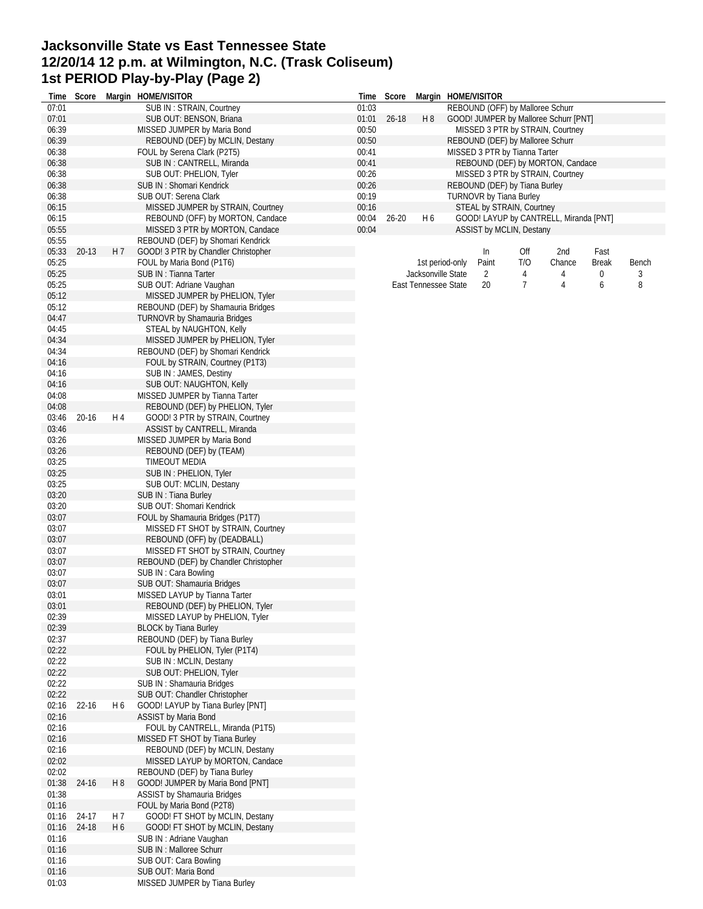# Jacksonville State vs East Tennessee State
## 12/20/14 12 p.m. at Wilmington, N.C. (Trask Coliseum)
## 1st PERIOD Play-by-Play (Page 2)

| Time | Score | Margin | HOME/VISITOR |
|---|---|---|---|
| 07:01 | | | SUB IN : STRAIN, Courtney |
| 07:01 | | | SUB OUT: BENSON, Briana |
| 06:39 | | | MISSED JUMPER by Maria Bond |
| 06:39 | | | REBOUND (DEF) by MCLIN, Destany |
| 06:38 | | | FOUL by Serena Clark (P2T5) |
| 06:38 | | | SUB IN : CANTRELL, Miranda |
| 06:38 | | | SUB OUT: PHELION, Tyler |
| 06:38 | | | SUB IN : Shomari Kendrick |
| 06:38 | | | SUB OUT: Serena Clark |
| 06:15 | | | MISSED JUMPER by STRAIN, Courtney |
| 06:15 | | | REBOUND (OFF) by MORTON, Candace |
| 05:55 | | | MISSED 3 PTR by MORTON, Candace |
| 05:55 | | | REBOUND (DEF) by Shomari Kendrick |
| 05:33 | 20-13 | H 7 | GOOD! 3 PTR by Chandler Christopher |
| 05:25 | | | FOUL by Maria Bond (P1T6) |
| 05:25 | | | SUB IN : Tianna Tarter |
| 05:25 | | | SUB OUT: Adriane Vaughan |
| 05:12 | | | MISSED JUMPER by PHELION, Tyler |
| 05:12 | | | REBOUND (DEF) by Shamauria Bridges |
| 04:47 | | | TURNOVR by Shamauria Bridges |
| 04:45 | | | STEAL by NAUGHTON, Kelly |
| 04:34 | | | MISSED JUMPER by PHELION, Tyler |
| 04:34 | | | REBOUND (DEF) by Shomari Kendrick |
| 04:16 | | | FOUL by STRAIN, Courtney (P1T3) |
| 04:16 | | | SUB IN : JAMES, Destiny |
| 04:16 | | | SUB OUT: NAUGHTON, Kelly |
| 04:08 | | | MISSED JUMPER by Tianna Tarter |
| 04:08 | | | REBOUND (DEF) by PHELION, Tyler |
| 03:46 | 20-16 | H 4 | GOOD! 3 PTR by STRAIN, Courtney |
| 03:46 | | | ASSIST by CANTRELL, Miranda |
| 03:26 | | | MISSED JUMPER by Maria Bond |
| 03:26 | | | REBOUND (DEF) by (TEAM) |
| 03:25 | | | TIMEOUT MEDIA |
| 03:25 | | | SUB IN : PHELION, Tyler |
| 03:25 | | | SUB OUT: MCLIN, Destany |
| 03:20 | | | SUB IN : Tiana Burley |
| 03:20 | | | SUB OUT: Shomari Kendrick |
| 03:07 | | | FOUL by Shamauria Bridges (P1T7) |
| 03:07 | | | MISSED FT SHOT by STRAIN, Courtney |
| 03:07 | | | REBOUND (OFF) by (DEADBALL) |
| 03:07 | | | MISSED FT SHOT by STRAIN, Courtney |
| 03:07 | | | REBOUND (DEF) by Chandler Christopher |
| 03:07 | | | SUB IN : Cara Bowling |
| 03:07 | | | SUB OUT: Shamauria Bridges |
| 03:01 | | | MISSED LAYUP by Tianna Tarter |
| 03:01 | | | REBOUND (DEF) by PHELION, Tyler |
| 02:39 | | | MISSED LAYUP by PHELION, Tyler |
| 02:39 | | | BLOCK by Tiana Burley |
| 02:37 | | | REBOUND (DEF) by Tiana Burley |
| 02:22 | | | FOUL by PHELION, Tyler (P1T4) |
| 02:22 | | | SUB IN : MCLIN, Destany |
| 02:22 | | | SUB OUT: PHELION, Tyler |
| 02:22 | | | SUB IN : Shamauria Bridges |
| 02:22 | | | SUB OUT: Chandler Christopher |
| 02:16 | 22-16 | H 6 | GOOD! LAYUP by Tiana Burley [PNT] |
| 02:16 | | | ASSIST by Maria Bond |
| 02:16 | | | FOUL by CANTRELL, Miranda (P1T5) |
| 02:16 | | | MISSED FT SHOT by Tiana Burley |
| 02:16 | | | REBOUND (DEF) by MCLIN, Destany |
| 02:02 | | | MISSED LAYUP by MORTON, Candace |
| 02:02 | | | REBOUND (DEF) by Tiana Burley |
| 01:38 | 24-16 | H 8 | GOOD! JUMPER by Maria Bond [PNT] |
| 01:38 | | | ASSIST by Shamauria Bridges |
| 01:16 | | | FOUL by Maria Bond (P2T8) |
| 01:16 | 24-17 | H 7 | GOOD! FT SHOT by MCLIN, Destany |
| 01:16 | 24-18 | H 6 | GOOD! FT SHOT by MCLIN, Destany |
| 01:16 | | | SUB IN : Adriane Vaughan |
| 01:16 | | | SUB IN : Malloree Schurr |
| 01:16 | | | SUB OUT: Cara Bowling |
| 01:16 | | | SUB OUT: Maria Bond |
| 01:03 | | | MISSED JUMPER by Tiana Burley |
| 01:03 | | | REBOUND (OFF) by Malloree Schurr |
| 01:01 | 26-18 | H 8 | GOOD! JUMPER by Malloree Schurr [PNT] |
| 00:50 | | | MISSED 3 PTR by STRAIN, Courtney |
| 00:50 | | | REBOUND (DEF) by Malloree Schurr |
| 00:41 | | | MISSED 3 PTR by Tianna Tarter |
| 00:41 | | | REBOUND (DEF) by MORTON, Candace |
| 00:26 | | | MISSED 3 PTR by STRAIN, Courtney |
| 00:26 | | | REBOUND (DEF) by Tiana Burley |
| 00:19 | | | TURNOVR by Tiana Burley |
| 00:16 | | | STEAL by STRAIN, Courtney |
| 00:04 | 26-20 | H 6 | GOOD! LAYUP by CANTRELL, Miranda [PNT] |
| 00:04 | | | ASSIST by MCLIN, Destany |

| 1st period-only | In Paint | Off T/O | 2nd Chance | Fast Break | Bench |
|---|---|---|---|---|---|
| Jacksonville State | 2 | 4 | 4 | 0 | 3 |
| East Tennessee State | 20 | 7 | 4 | 6 | 8 |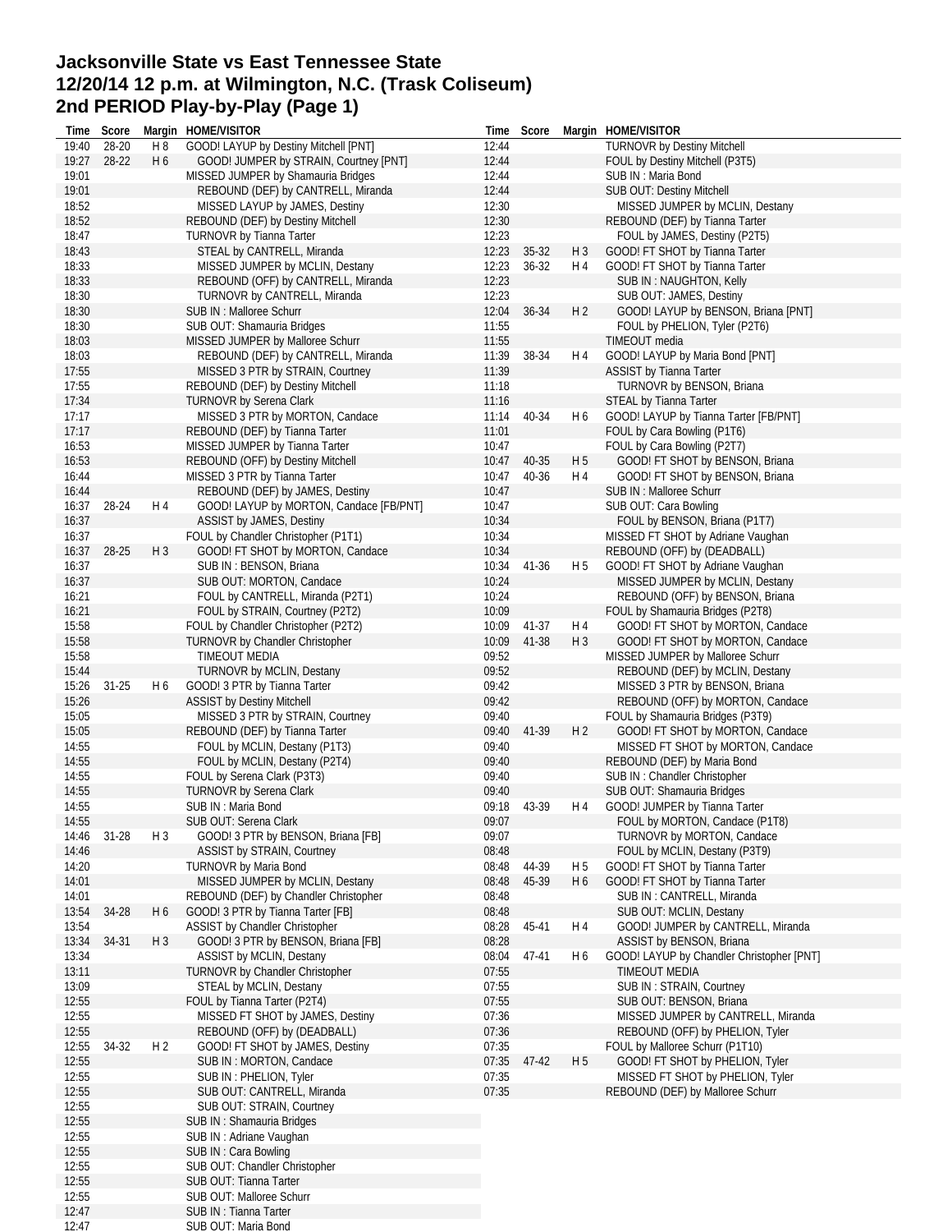# Jacksonville State vs East Tennessee State
# 12/20/14 12 p.m. at Wilmington, N.C. (Trask Coliseum)
# 2nd PERIOD Play-by-Play (Page 1)

| Time | Score | Margin | HOME/VISITOR |
|---|---|---|---|
| 19:40 | 28-20 | H 8 | GOOD! LAYUP by Destiny Mitchell [PNT] |
| 19:27 | 28-22 | H 6 | GOOD! JUMPER by STRAIN, Courtney [PNT] |
| 19:01 | | | MISSED JUMPER by Shamauria Bridges |
| 19:01 | | | REBOUND (DEF) by CANTRELL, Miranda |
| 18:52 | | | MISSED LAYUP by JAMES, Destiny |
| 18:52 | | | REBOUND (DEF) by Destiny Mitchell |
| 18:47 | | | TURNOVR by Tianna Tarter |
| 18:43 | | | STEAL by CANTRELL, Miranda |
| 18:33 | | | MISSED JUMPER by MCLIN, Destany |
| 18:33 | | | REBOUND (OFF) by CANTRELL, Miranda |
| 18:30 | | | TURNOVR by CANTRELL, Miranda |
| 18:30 | | | SUB IN : Malloree Schurr |
| 18:30 | | | SUB OUT: Shamauria Bridges |
| 18:03 | | | MISSED JUMPER by Malloree Schurr |
| 18:03 | | | REBOUND (DEF) by CANTRELL, Miranda |
| 17:55 | | | MISSED 3 PTR by STRAIN, Courtney |
| 17:55 | | | REBOUND (DEF) by Destiny Mitchell |
| 17:34 | | | TURNOVR by Serena Clark |
| 17:17 | | | MISSED 3 PTR by MORTON, Candace |
| 17:17 | | | REBOUND (DEF) by Tianna Tarter |
| 16:53 | | | MISSED JUMPER by Tianna Tarter |
| 16:53 | | | REBOUND (OFF) by Destiny Mitchell |
| 16:44 | | | MISSED 3 PTR by Tianna Tarter |
| 16:44 | | | REBOUND (DEF) by JAMES, Destiny |
| 16:37 | 28-24 | H 4 | GOOD! LAYUP by MORTON, Candace [FB/PNT] |
| 16:37 | | | ASSIST by JAMES, Destiny |
| 16:37 | | | FOUL by Chandler Christopher (P1T1) |
| 16:37 | 28-25 | H 3 | GOOD! FT SHOT by MORTON, Candace |
| 16:37 | | | SUB IN : BENSON, Briana |
| 16:37 | | | SUB OUT: MORTON, Candace |
| 16:21 | | | FOUL by CANTRELL, Miranda (P2T1) |
| 16:21 | | | FOUL by STRAIN, Courtney (P2T2) |
| 15:58 | | | FOUL by Chandler Christopher (P2T2) |
| 15:58 | | | TURNOVR by Chandler Christopher |
| 15:58 | | | TIMEOUT MEDIA |
| 15:44 | | | TURNOVR by MCLIN, Destany |
| 15:26 | 31-25 | H 6 | GOOD! 3 PTR by Tianna Tarter |
| 15:26 | | | ASSIST by Destiny Mitchell |
| 15:05 | | | MISSED 3 PTR by STRAIN, Courtney |
| 15:05 | | | REBOUND (DEF) by Tianna Tarter |
| 14:55 | | | FOUL by MCLIN, Destany (P1T3) |
| 14:55 | | | FOUL by MCLIN, Destany (P2T4) |
| 14:55 | | | FOUL by Serena Clark (P3T3) |
| 14:55 | | | TURNOVR by Serena Clark |
| 14:55 | | | SUB IN : Maria Bond |
| 14:55 | | | SUB OUT: Serena Clark |
| 14:46 | 31-28 | H 3 | GOOD! 3 PTR by BENSON, Briana [FB] |
| 14:46 | | | ASSIST by STRAIN, Courtney |
| 14:20 | | | TURNOVR by Maria Bond |
| 14:01 | | | MISSED JUMPER by MCLIN, Destany |
| 14:01 | | | REBOUND (DEF) by Chandler Christopher |
| 13:54 | 34-28 | H 6 | GOOD! 3 PTR by Tianna Tarter [FB] |
| 13:54 | | | ASSIST by Chandler Christopher |
| 13:34 | 34-31 | H 3 | GOOD! 3 PTR by BENSON, Briana [FB] |
| 13:34 | | | ASSIST by MCLIN, Destany |
| 13:11 | | | TURNOVR by Chandler Christopher |
| 13:09 | | | STEAL by MCLIN, Destany |
| 12:55 | | | FOUL by Tianna Tarter (P2T4) |
| 12:55 | | | MISSED FT SHOT by JAMES, Destiny |
| 12:55 | | | REBOUND (OFF) by (DEADBALL) |
| 12:55 | 34-32 | H 2 | GOOD! FT SHOT by JAMES, Destiny |
| 12:55 | | | SUB IN : MORTON, Candace |
| 12:55 | | | SUB IN : PHELION, Tyler |
| 12:55 | | | SUB OUT: CANTRELL, Miranda |
| 12:55 | | | SUB OUT: STRAIN, Courtney |
| 12:55 | | | SUB IN : Shamauria Bridges |
| 12:55 | | | SUB IN : Adriane Vaughan |
| 12:55 | | | SUB IN : Cara Bowling |
| 12:55 | | | SUB OUT: Chandler Christopher |
| 12:55 | | | SUB OUT: Tianna Tarter |
| 12:55 | | | SUB OUT: Malloree Schurr |
| 12:47 | | | SUB IN : Tianna Tarter |
| 12:47 | | | SUB OUT: Maria Bond |
| 12:44 | | | TURNOVR by Destiny Mitchell |
| 12:44 | | | FOUL by Destiny Mitchell (P3T5) |
| 12:44 | | | SUB IN : Maria Bond |
| 12:44 | | | SUB OUT: Destiny Mitchell |
| 12:30 | | | MISSED JUMPER by MCLIN, Destany |
| 12:30 | | | REBOUND (DEF) by Tianna Tarter |
| 12:23 | | | FOUL by JAMES, Destiny (P2T5) |
| 12:23 | 35-32 | H 3 | GOOD! FT SHOT by Tianna Tarter |
| 12:23 | 36-32 | H 4 | GOOD! FT SHOT by Tianna Tarter |
| 12:23 | | | SUB IN : NAUGHTON, Kelly |
| 12:23 | | | SUB OUT: JAMES, Destiny |
| 12:04 | 36-34 | H 2 | GOOD! LAYUP by BENSON, Briana [PNT] |
| 11:55 | | | FOUL by PHELION, Tyler (P2T6) |
| 11:55 | | | TIMEOUT media |
| 11:39 | 38-34 | H 4 | GOOD! LAYUP by Maria Bond [PNT] |
| 11:39 | | | ASSIST by Tianna Tarter |
| 11:18 | | | TURNOVR by BENSON, Briana |
| 11:16 | | | STEAL by Tianna Tarter |
| 11:14 | 40-34 | H 6 | GOOD! LAYUP by Tianna Tarter [FB/PNT] |
| 11:01 | | | FOUL by Cara Bowling (P1T6) |
| 10:47 | | | FOUL by Cara Bowling (P2T7) |
| 10:47 | 40-35 | H 5 | GOOD! FT SHOT by BENSON, Briana |
| 10:47 | 40-36 | H 4 | GOOD! FT SHOT by BENSON, Briana |
| 10:47 | | | SUB IN : Malloree Schurr |
| 10:47 | | | SUB OUT: Cara Bowling |
| 10:34 | | | FOUL by BENSON, Briana (P1T7) |
| 10:34 | | | MISSED FT SHOT by Adriane Vaughan |
| 10:34 | | | REBOUND (OFF) by (DEADBALL) |
| 10:34 | 41-36 | H 5 | GOOD! FT SHOT by Adriane Vaughan |
| 10:24 | | | MISSED JUMPER by MCLIN, Destany |
| 10:24 | | | REBOUND (OFF) by BENSON, Briana |
| 10:09 | | | FOUL by Shamauria Bridges (P2T8) |
| 10:09 | 41-37 | H 4 | GOOD! FT SHOT by MORTON, Candace |
| 10:09 | 41-38 | H 3 | GOOD! FT SHOT by MORTON, Candace |
| 09:52 | | | MISSED JUMPER by Malloree Schurr |
| 09:52 | | | REBOUND (DEF) by MCLIN, Destany |
| 09:42 | | | MISSED 3 PTR by BENSON, Briana |
| 09:42 | | | REBOUND (OFF) by MORTON, Candace |
| 09:40 | | | FOUL by Shamauria Bridges (P3T9) |
| 09:40 | 41-39 | H 2 | GOOD! FT SHOT by MORTON, Candace |
| 09:40 | | | MISSED FT SHOT by MORTON, Candace |
| 09:40 | | | REBOUND (DEF) by Maria Bond |
| 09:40 | | | SUB IN : Chandler Christopher |
| 09:40 | | | SUB OUT: Shamauria Bridges |
| 09:18 | 43-39 | H 4 | GOOD! JUMPER by Tianna Tarter |
| 09:07 | | | FOUL by MORTON, Candace (P1T8) |
| 09:07 | | | TURNOVR by MORTON, Candace |
| 08:48 | | | FOUL by MCLIN, Destany (P3T9) |
| 08:48 | 44-39 | H 5 | GOOD! FT SHOT by Tianna Tarter |
| 08:48 | 45-39 | H 6 | GOOD! FT SHOT by Tianna Tarter |
| 08:48 | | | SUB IN : CANTRELL, Miranda |
| 08:48 | | | SUB OUT: MCLIN, Destany |
| 08:28 | 45-41 | H 4 | GOOD! JUMPER by CANTRELL, Miranda |
| 08:28 | | | ASSIST by BENSON, Briana |
| 08:04 | 47-41 | H 6 | GOOD! LAYUP by Chandler Christopher [PNT] |
| 07:55 | | | TIMEOUT MEDIA |
| 07:55 | | | SUB IN : STRAIN, Courtney |
| 07:55 | | | SUB OUT: BENSON, Briana |
| 07:36 | | | MISSED JUMPER by CANTRELL, Miranda |
| 07:36 | | | REBOUND (OFF) by PHELION, Tyler |
| 07:35 | | | FOUL by Malloree Schurr (P1T10) |
| 07:35 | 47-42 | H 5 | GOOD! FT SHOT by PHELION, Tyler |
| 07:35 | | | MISSED FT SHOT by PHELION, Tyler |
| 07:35 | | | REBOUND (DEF) by Malloree Schurr |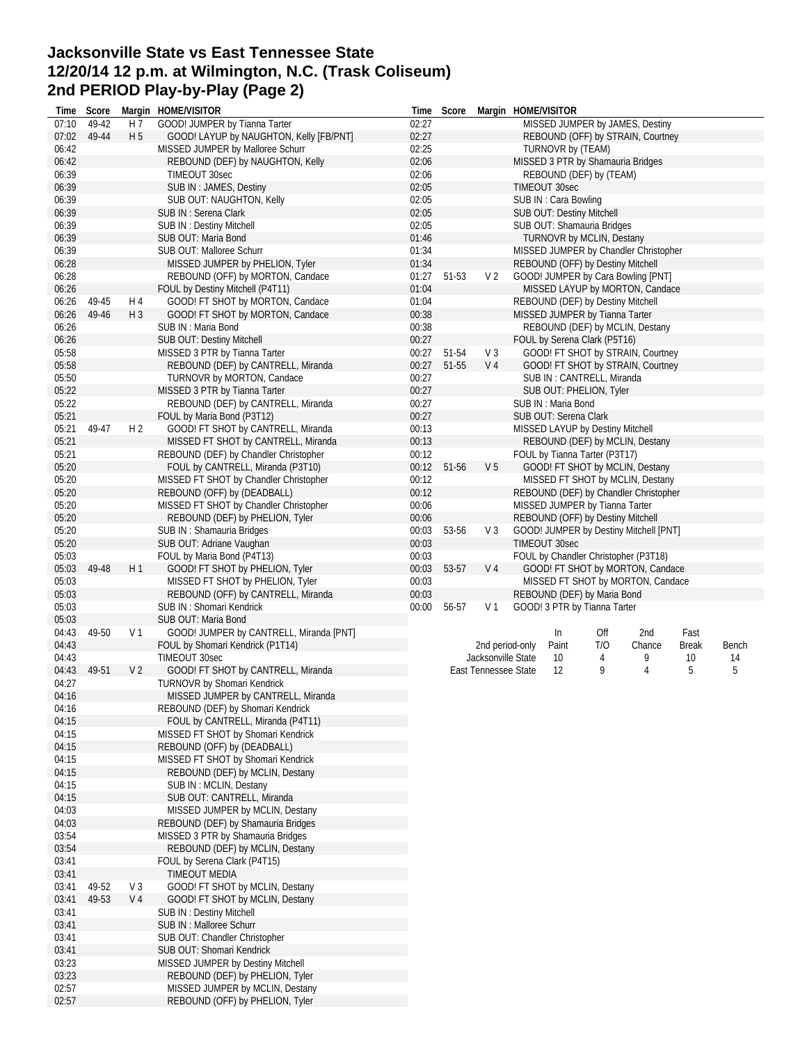# Jacksonville State vs East Tennessee State
# 12/20/14 12 p.m. at Wilmington, N.C. (Trask Coliseum)
# 2nd PERIOD Play-by-Play (Page 2)

| Time | Score | Margin | HOME/VISITOR |
|---|---|---|---|
| 07:10 | 49-42 | H 7 | GOOD! JUMPER by Tianna Tarter |
| 07:02 | 49-44 | H 5 | GOOD! LAYUP by NAUGHTON, Kelly [FB/PNT] |
| 06:42 | | | MISSED JUMPER by Malloree Schurr |
| 06:42 | | | REBOUND (DEF) by NAUGHTON, Kelly |
| 06:39 | | | TIMEOUT 30sec |
| 06:39 | | | SUB IN : JAMES, Destiny |
| 06:39 | | | SUB OUT: NAUGHTON, Kelly |
| 06:39 | | | SUB IN : Serena Clark |
| 06:39 | | | SUB IN : Destiny Mitchell |
| 06:39 | | | SUB OUT: Maria Bond |
| 06:39 | | | SUB OUT: Malloree Schurr |
| 06:28 | | | MISSED JUMPER by PHELION, Tyler |
| 06:28 | | | REBOUND (OFF) by MORTON, Candace |
| 06:26 | | | FOUL by Destiny Mitchell (P4T11) |
| 06:26 | 49-45 | H 4 | GOOD! FT SHOT by MORTON, Candace |
| 06:26 | 49-46 | H 3 | GOOD! FT SHOT by MORTON, Candace |
| 06:26 | | | SUB IN : Maria Bond |
| 06:26 | | | SUB OUT: Destiny Mitchell |
| 05:58 | | | MISSED 3 PTR by Tianna Tarter |
| 05:58 | | | REBOUND (DEF) by CANTRELL, Miranda |
| 05:50 | | | TURNOVR by MORTON, Candace |
| 05:22 | | | MISSED 3 PTR by Tianna Tarter |
| 05:22 | | | REBOUND (DEF) by CANTRELL, Miranda |
| 05:21 | | | FOUL by Maria Bond (P3T12) |
| 05:21 | 49-47 | H 2 | GOOD! FT SHOT by CANTRELL, Miranda |
| 05:21 | | | MISSED FT SHOT by CANTRELL, Miranda |
| 05:21 | | | REBOUND (DEF) by Chandler Christopher |
| 05:20 | | | FOUL by CANTRELL, Miranda (P3T10) |
| 05:20 | | | MISSED FT SHOT by Chandler Christopher |
| 05:20 | | | REBOUND (OFF) by (DEADBALL) |
| 05:20 | | | MISSED FT SHOT by Chandler Christopher |
| 05:20 | | | REBOUND (DEF) by PHELION, Tyler |
| 05:20 | | | SUB IN : Shamauria Bridges |
| 05:20 | | | SUB OUT: Adriane Vaughan |
| 05:03 | | | FOUL by Maria Bond (P4T13) |
| 05:03 | 49-48 | H 1 | GOOD! FT SHOT by PHELION, Tyler |
| 05:03 | | | MISSED FT SHOT by PHELION, Tyler |
| 05:03 | | | REBOUND (OFF) by CANTRELL, Miranda |
| 05:03 | | | SUB IN : Shomari Kendrick |
| 05:03 | | | SUB OUT: Maria Bond |
| 04:43 | 49-50 | V 1 | GOOD! JUMPER by CANTRELL, Miranda [PNT] |
| 04:43 | | | FOUL by Shomari Kendrick (P1T14) |
| 04:43 | | | TIMEOUT 30sec |
| 04:43 | 49-51 | V 2 | GOOD! FT SHOT by CANTRELL, Miranda |
| 04:27 | | | TURNOVR by Shomari Kendrick |
| 04:16 | | | MISSED JUMPER by CANTRELL, Miranda |
| 04:16 | | | REBOUND (DEF) by Shomari Kendrick |
| 04:15 | | | FOUL by CANTRELL, Miranda (P4T11) |
| 04:15 | | | MISSED FT SHOT by Shomari Kendrick |
| 04:15 | | | REBOUND (OFF) by (DEADBALL) |
| 04:15 | | | MISSED FT SHOT by Shomari Kendrick |
| 04:15 | | | REBOUND (DEF) by MCLIN, Destany |
| 04:15 | | | SUB IN : MCLIN, Destany |
| 04:15 | | | SUB OUT: CANTRELL, Miranda |
| 04:03 | | | MISSED JUMPER by MCLIN, Destany |
| 04:03 | | | REBOUND (DEF) by Shamauria Bridges |
| 03:54 | | | MISSED 3 PTR by Shamauria Bridges |
| 03:54 | | | REBOUND (DEF) by MCLIN, Destany |
| 03:41 | | | FOUL by Serena Clark (P4T15) |
| 03:41 | | | TIMEOUT MEDIA |
| 03:41 | 49-52 | V 3 | GOOD! FT SHOT by MCLIN, Destany |
| 03:41 | 49-53 | V 4 | GOOD! FT SHOT by MCLIN, Destany |
| 03:41 | | | SUB IN : Destiny Mitchell |
| 03:41 | | | SUB IN : Malloree Schurr |
| 03:41 | | | SUB OUT: Chandler Christopher |
| 03:41 | | | SUB OUT: Shomari Kendrick |
| 03:23 | | | MISSED JUMPER by Destiny Mitchell |
| 03:23 | | | REBOUND (DEF) by PHELION, Tyler |
| 02:57 | | | MISSED JUMPER by MCLIN, Destany |
| 02:57 | | | REBOUND (OFF) by PHELION, Tyler |
| 02:27 | | | MISSED JUMPER by JAMES, Destiny |
| 02:27 | | | REBOUND (OFF) by STRAIN, Courtney |
| 02:25 | | | TURNOVR by (TEAM) |
| 02:06 | | | MISSED 3 PTR by Shamauria Bridges |
| 02:06 | | | REBOUND (DEF) by (TEAM) |
| 02:05 | | | TIMEOUT 30sec |
| 02:05 | | | SUB IN : Cara Bowling |
| 02:05 | | | SUB OUT: Destiny Mitchell |
| 02:05 | | | SUB OUT: Shamauria Bridges |
| 01:46 | | | TURNOVR by MCLIN, Destany |
| 01:34 | | | MISSED JUMPER by Chandler Christopher |
| 01:34 | | | REBOUND (OFF) by Destiny Mitchell |
| 01:27 | 51-53 | V 2 | GOOD! JUMPER by Cara Bowling [PNT] |
| 01:04 | | | MISSED LAYUP by MORTON, Candace |
| 01:04 | | | REBOUND (DEF) by Destiny Mitchell |
| 00:38 | | | MISSED JUMPER by Tianna Tarter |
| 00:38 | | | REBOUND (DEF) by MCLIN, Destany |
| 00:27 | | | FOUL by Serena Clark (P5T16) |
| 00:27 | 51-54 | V 3 | GOOD! FT SHOT by STRAIN, Courtney |
| 00:27 | 51-55 | V 4 | GOOD! FT SHOT by STRAIN, Courtney |
| 00:27 | | | SUB IN : CANTRELL, Miranda |
| 00:27 | | | SUB OUT: PHELION, Tyler |
| 00:27 | | | SUB IN : Maria Bond |
| 00:27 | | | SUB OUT: Serena Clark |
| 00:13 | | | MISSED LAYUP by Destiny Mitchell |
| 00:13 | | | REBOUND (DEF) by MCLIN, Destany |
| 00:12 | | | FOUL by Tianna Tarter (P3T17) |
| 00:12 | 51-56 | V 5 | GOOD! FT SHOT by MCLIN, Destany |
| 00:12 | | | MISSED FT SHOT by MCLIN, Destany |
| 00:12 | | | REBOUND (DEF) by Chandler Christopher |
| 00:06 | | | MISSED JUMPER by Tianna Tarter |
| 00:06 | | | REBOUND (OFF) by Destiny Mitchell |
| 00:03 | 53-56 | V 3 | GOOD! JUMPER by Destiny Mitchell [PNT] |
| 00:03 | | | TIMEOUT 30sec |
| 00:03 | | | FOUL by Chandler Christopher (P3T18) |
| 00:03 | 53-57 | V 4 | GOOD! FT SHOT by MORTON, Candace |
| 00:03 | | | MISSED FT SHOT by MORTON, Candace |
| 00:03 | | | REBOUND (DEF) by Maria Bond |
| 00:00 | 56-57 | V 1 | GOOD! 3 PTR by Tianna Tarter |

| 2nd period-only | In Paint | Off T/O | 2nd Chance | Fast Break | Bench |
|---|---|---|---|---|---|
| Jacksonville State | 10 | 4 | 9 | 10 | 14 |
| East Tennessee State | 12 | 9 | 4 | 5 | 5 |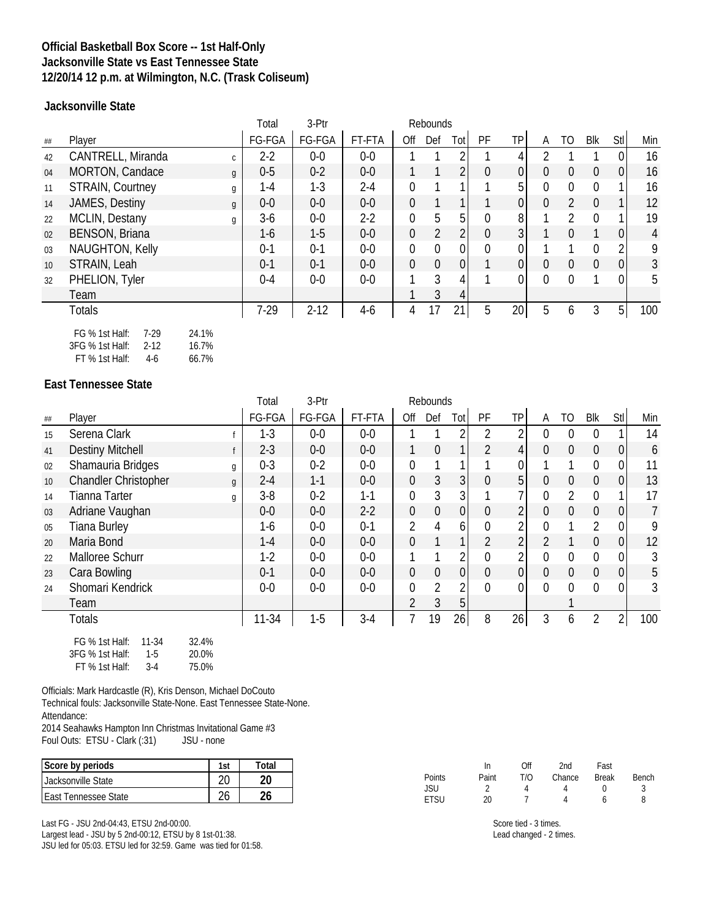**Official Basketball Box Score -- 1st Half-Only**
**Jacksonville State vs East Tennessee State**
**12/20/14 12 p.m. at Wilmington, N.C. (Trask Coliseum)**

### Jacksonville State

| ## | Player | | Total FG-FGA | 3-Ptr FG-FGA | FT-FTA | Rebounds Off | Def | Tot | PF | TP | A | TO | Blk | Stl | Min |
|---|---|---|---|---|---|---|---|---|---|---|---|---|---|---|---|
| 42 | CANTRELL, Miranda | c | 2-2 | 0-0 | 0-0 | 1 | 1 | 2 | 1 | 4 | 2 | 1 | 1 | 0 | 16 |
| 04 | MORTON, Candace | g | 0-5 | 0-2 | 0-0 | 1 | 1 | 2 | 0 | 0 | 0 | 0 | 0 | 0 | 16 |
| 11 | STRAIN, Courtney | g | 1-4 | 1-3 | 2-4 | 0 | 1 | 1 | 1 | 5 | 0 | 0 | 0 | 1 | 16 |
| 14 | JAMES, Destiny | g | 0-0 | 0-0 | 0-0 | 0 | 1 | 1 | 1 | 0 | 0 | 2 | 0 | 1 | 12 |
| 22 | MCLIN, Destany | g | 3-6 | 0-0 | 2-2 | 0 | 5 | 5 | 0 | 8 | 1 | 2 | 0 | 1 | 19 |
| 02 | BENSON, Briana | | 1-6 | 1-5 | 0-0 | 0 | 2 | 2 | 0 | 3 | 1 | 0 | 1 | 0 | 4 |
| 03 | NAUGHTON, Kelly | | 0-1 | 0-1 | 0-0 | 0 | 0 | 0 | 0 | 0 | 1 | 1 | 0 | 2 | 9 |
| 10 | STRAIN, Leah | | 0-1 | 0-1 | 0-0 | 0 | 0 | 0 | 1 | 0 | 0 | 0 | 0 | 0 | 3 |
| 32 | PHELION, Tyler | | 0-4 | 0-0 | 0-0 | 1 | 3 | 4 | 1 | 0 | 0 | 0 | 1 | 0 | 5 |
| | Team | | | | | 1 | 3 | 4 | | | | | | | |
| | Totals | | 7-29 | 2-12 | 4-6 | 4 | 17 | 21 | 5 | 20 | 5 | 6 | 3 | 5 | 100 |

FG % 1st Half: 7-29 24.1%
3FG % 1st Half: 2-12 16.7%
FT % 1st Half: 4-6 66.7%

### East Tennessee State

| ## | Player | | Total FG-FGA | 3-Ptr FG-FGA | FT-FTA | Rebounds Off | Def | Tot | PF | TP | A | TO | Blk | Stl | Min |
|---|---|---|---|---|---|---|---|---|---|---|---|---|---|---|---|
| 15 | Serena Clark | f | 1-3 | 0-0 | 0-0 | 1 | 1 | 2 | 2 | 2 | 0 | 0 | 0 | 1 | 14 |
| 41 | Destiny Mitchell | f | 2-3 | 0-0 | 0-0 | 1 | 0 | 1 | 2 | 4 | 0 | 0 | 0 | 0 | 6 |
| 02 | Shamauria Bridges | g | 0-3 | 0-2 | 0-0 | 0 | 1 | 1 | 1 | 0 | 1 | 1 | 0 | 0 | 11 |
| 10 | Chandler Christopher | g | 2-4 | 1-1 | 0-0 | 0 | 3 | 3 | 0 | 5 | 0 | 0 | 0 | 0 | 13 |
| 14 | Tianna Tarter | g | 3-8 | 0-2 | 1-1 | 0 | 3 | 3 | 1 | 7 | 0 | 2 | 0 | 1 | 17 |
| 03 | Adriane Vaughan | | 0-0 | 0-0 | 2-2 | 0 | 0 | 0 | 0 | 2 | 0 | 0 | 0 | 0 | 7 |
| 05 | Tiana Burley | | 1-6 | 0-0 | 0-1 | 2 | 4 | 6 | 0 | 2 | 0 | 1 | 2 | 0 | 9 |
| 20 | Maria Bond | | 1-4 | 0-0 | 0-0 | 0 | 1 | 1 | 2 | 2 | 2 | 1 | 0 | 0 | 12 |
| 22 | Malloree Schurr | | 1-2 | 0-0 | 0-0 | 1 | 1 | 2 | 0 | 2 | 0 | 0 | 0 | 0 | 3 |
| 23 | Cara Bowling | | 0-1 | 0-0 | 0-0 | 0 | 0 | 0 | 0 | 0 | 0 | 0 | 0 | 0 | 5 |
| 24 | Shomari Kendrick | | 0-0 | 0-0 | 0-0 | 0 | 2 | 2 | 0 | 0 | 0 | 0 | 0 | 0 | 3 |
| | Team | | | | | 2 | 3 | 5 | | | | 1 | | | |
| | Totals | | 11-34 | 1-5 | 3-4 | 7 | 19 | 26 | 8 | 26 | 3 | 6 | 2 | 2 | 100 |

FG % 1st Half: 11-34 32.4%
3FG % 1st Half: 1-5 20.0%
FT % 1st Half: 3-4 75.0%

Officials: Mark Hardcastle (R), Kris Denson, Michael DoCouto
Technical fouls: Jacksonville State-None. East Tennessee State-None.
Attendance:
2014 Seahawks Hampton Inn Christmas Invitational Game #3
Foul Outs: ETSU - Clark (:31) JSU - none

| Score by periods | 1st | Total |
|---|---|---|
| Jacksonville State | 20 | **20** |
| East Tennessee State | 26 | **26** |

| Points | In Paint | Off T/O | 2nd Chance | Fast Break | Bench |
|---|---|---|---|---|---|
| JSU | 2 | 4 | 4 | 0 | 3 |
| ETSU | 20 | 7 | 4 | 6 | 8 |

Last FG - JSU 2nd-04:43, ETSU 2nd-00:00.
Largest lead - JSU by 5 2nd-00:12, ETSU by 8 1st-01:38.
JSU led for 05:03. ETSU led for 32:59. Game was tied for 01:58.

Score tied - 3 times.
Lead changed - 2 times.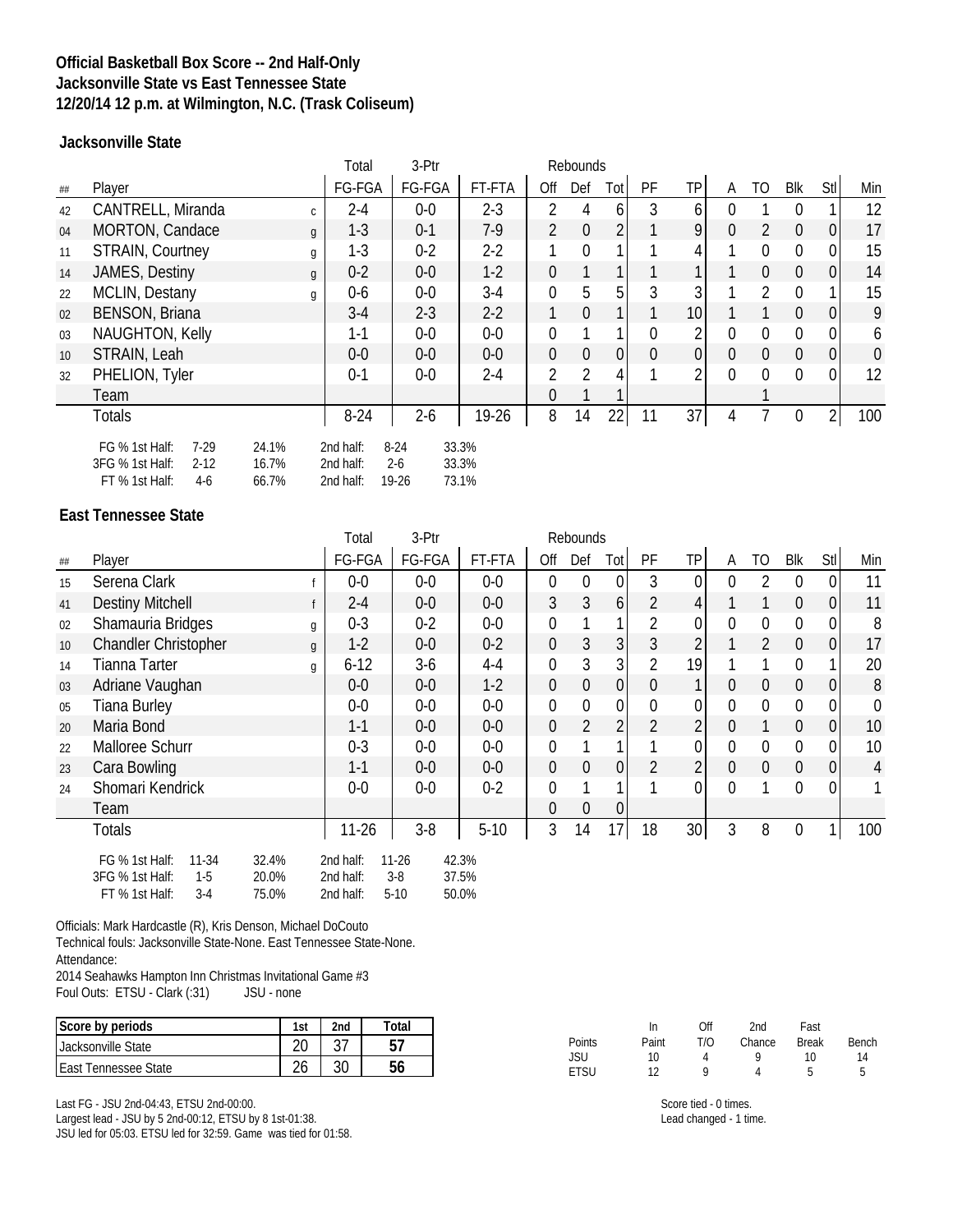**Official Basketball Box Score -- 2nd Half-Only**
**Jacksonville State vs East Tennessee State**
**12/20/14 12 p.m. at Wilmington, N.C. (Trask Coliseum)**

### Jacksonville State

| ## | Player | | Total FG-FGA | 3-Ptr FG-FGA | FT-FTA | Rebounds Off | Def | Tot | PF | TP | A | TO | Blk | Stl | Min |
|---|---|---|---|---|---|---|---|---|---|---|---|---|---|---|---|
| 42 | CANTRELL, Miranda | c | 2-4 | 0-0 | 2-3 | 2 | 4 | 6 | 3 | 6 | 0 | 1 | 0 | 1 | 12 |
| 04 | MORTON, Candace | g | 1-3 | 0-1 | 7-9 | 2 | 0 | 2 | 1 | 9 | 0 | 2 | 0 | 0 | 17 |
| 11 | STRAIN, Courtney | g | 1-3 | 0-2 | 2-2 | 1 | 0 | 1 | 1 | 4 | 1 | 0 | 0 | 0 | 15 |
| 14 | JAMES, Destiny | g | 0-2 | 0-0 | 1-2 | 0 | 1 | 1 | 1 | 1 | 1 | 0 | 0 | 0 | 14 |
| 22 | MCLIN, Destany | g | 0-6 | 0-0 | 3-4 | 0 | 5 | 5 | 3 | 3 | 1 | 2 | 0 | 1 | 15 |
| 02 | BENSON, Briana | | 3-4 | 2-3 | 2-2 | 1 | 0 | 1 | 1 | 10 | 1 | 1 | 0 | 0 | 9 |
| 03 | NAUGHTON, Kelly | | 1-1 | 0-0 | 0-0 | 0 | 1 | 1 | 0 | 2 | 0 | 0 | 0 | 0 | 6 |
| 10 | STRAIN, Leah | | 0-0 | 0-0 | 0-0 | 0 | 0 | 0 | 0 | 0 | 0 | 0 | 0 | 0 | 0 |
| 32 | PHELION, Tyler | | 0-1 | 0-0 | 2-4 | 2 | 2 | 4 | 1 | 2 | 0 | 0 | 0 | 0 | 12 |
| | Team | | | | | 0 | 1 | 1 | | | | 1 | | | |
| | Totals | | 8-24 | 2-6 | 19-26 | 8 | 14 | 22 | 11 | 37 | 4 | 7 | 0 | 2 | 100 |

| | | | | | |
|---|---|---|---|---|---|
| FG % 1st Half: 7-29 | 24.1% | 2nd half: | 8-24 | 33.3% |
| 3FG % 1st Half: 2-12 | 16.7% | 2nd half: | 2-6 | 33.3% |
| FT % 1st Half: 4-6 | 66.7% | 2nd half: | 19-26 | 73.1% |

### East Tennessee State

| ## | Player | | Total FG-FGA | 3-Ptr FG-FGA | FT-FTA | Rebounds Off | Def | Tot | PF | TP | A | TO | Blk | Stl | Min |
|---|---|---|---|---|---|---|---|---|---|---|---|---|---|---|---|
| 15 | Serena Clark | f | 0-0 | 0-0 | 0-0 | 0 | 0 | 0 | 3 | 0 | 0 | 2 | 0 | 0 | 11 |
| 41 | Destiny Mitchell | f | 2-4 | 0-0 | 0-0 | 3 | 3 | 6 | 2 | 4 | 1 | 1 | 0 | 0 | 11 |
| 02 | Shamauria Bridges | g | 0-3 | 0-2 | 0-0 | 0 | 1 | 1 | 2 | 0 | 0 | 0 | 0 | 0 | 8 |
| 10 | Chandler Christopher | g | 1-2 | 0-0 | 0-2 | 0 | 3 | 3 | 3 | 2 | 1 | 2 | 0 | 0 | 17 |
| 14 | Tianna Tarter | g | 6-12 | 3-6 | 4-4 | 0 | 3 | 3 | 2 | 19 | 1 | 1 | 0 | 1 | 20 |
| 03 | Adriane Vaughan | | 0-0 | 0-0 | 1-2 | 0 | 0 | 0 | 0 | 1 | 0 | 0 | 0 | 0 | 8 |
| 05 | Tiana Burley | | 0-0 | 0-0 | 0-0 | 0 | 0 | 0 | 0 | 0 | 0 | 0 | 0 | 0 | 0 |
| 20 | Maria Bond | | 1-1 | 0-0 | 0-0 | 0 | 2 | 2 | 2 | 2 | 0 | 1 | 0 | 0 | 10 |
| 22 | Malloree Schurr | | 0-3 | 0-0 | 0-0 | 0 | 1 | 1 | 1 | 0 | 0 | 0 | 0 | 0 | 10 |
| 23 | Cara Bowling | | 1-1 | 0-0 | 0-0 | 0 | 0 | 0 | 2 | 2 | 0 | 0 | 0 | 0 | 4 |
| 24 | Shomari Kendrick | | 0-0 | 0-0 | 0-2 | 0 | 1 | 1 | 1 | 0 | 0 | 1 | 0 | 0 | 1 |
| | Team | | | | | 0 | 0 | 0 | | | | | | | |
| | Totals | | 11-26 | 3-8 | 5-10 | 3 | 14 | 17 | 18 | 30 | 3 | 8 | 0 | 1 | 100 |

| | | | | | |
|---|---|---|---|---|---|
| FG % 1st Half: 11-34 | 32.4% | 2nd half: | 11-26 | 42.3% |
| 3FG % 1st Half: 1-5 | 20.0% | 2nd half: | 3-8 | 37.5% |
| FT % 1st Half: 3-4 | 75.0% | 2nd half: | 5-10 | 50.0% |

Officials: Mark Hardcastle (R), Kris Denson, Michael DoCouto
Technical fouls: Jacksonville State-None. East Tennessee State-None.
Attendance:
2014 Seahawks Hampton Inn Christmas Invitational Game #3
Foul Outs: ETSU - Clark (:31) JSU - none

| Score by periods | 1st | 2nd | Total |
|---|---|---|---|
| Jacksonville State | 20 | 37 | 57 |
| East Tennessee State | 26 | 30 | 56 |

| Points | In Paint | Off T/O | 2nd Chance | Fast Break | Bench |
|---|---|---|---|---|---|
| JSU | 10 | 4 | 9 | 10 | 14 |
| ETSU | 12 | 9 | 4 | 5 | 5 |

Last FG - JSU 2nd-04:43, ETSU 2nd-00:00.
Largest lead - JSU by 5 2nd-00:12, ETSU by 8 1st-01:38.
JSU led for 05:03. ETSU led for 32:59. Game was tied for 01:58.

Score tied - 0 times.
Lead changed - 1 time.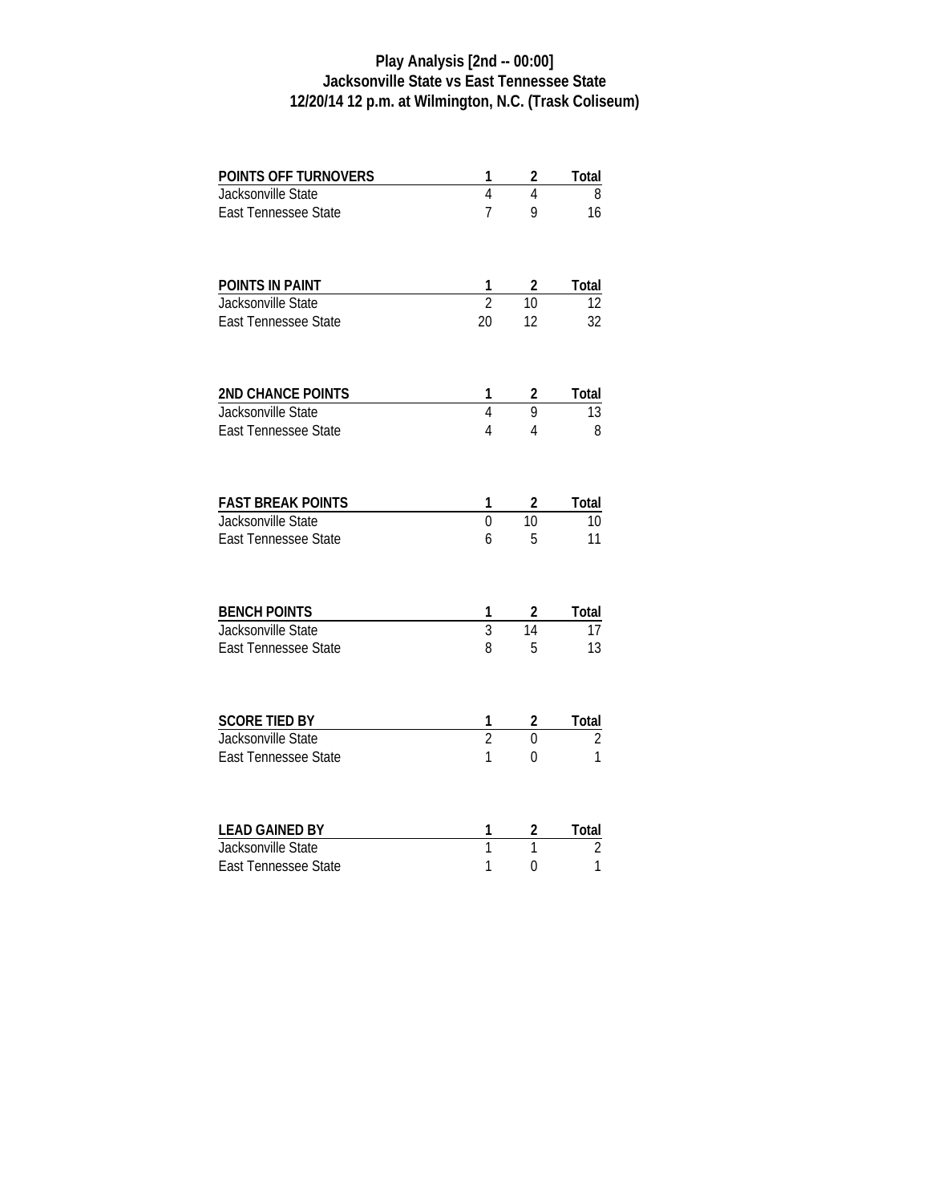**Play Analysis [2nd -- 00:00]**
**Jacksonville State vs East Tennessee State**
**12/20/14 12 p.m. at Wilmington, N.C. (Trask Coliseum)**

| POINTS OFF TURNOVERS | 1 | 2 | Total |
|---|---|---|---|
| Jacksonville State | 4 | 4 | 8 |
| East Tennessee State | 7 | 9 | 16 |

| POINTS IN PAINT | 1 | 2 | Total |
|---|---|---|---|
| Jacksonville State | 2 | 10 | 12 |
| East Tennessee State | 20 | 12 | 32 |

| 2ND CHANCE POINTS | 1 | 2 | Total |
|---|---|---|---|
| Jacksonville State | 4 | 9 | 13 |
| East Tennessee State | 4 | 4 | 8 |

| FAST BREAK POINTS | 1 | 2 | Total |
|---|---|---|---|
| Jacksonville State | 0 | 10 | 10 |
| East Tennessee State | 6 | 5 | 11 |

| BENCH POINTS | 1 | 2 | Total |
|---|---|---|---|
| Jacksonville State | 3 | 14 | 17 |
| East Tennessee State | 8 | 5 | 13 |

| SCORE TIED BY | 1 | 2 | Total |
|---|---|---|---|
| Jacksonville State | 2 | 0 | 2 |
| East Tennessee State | 1 | 0 | 1 |

| LEAD GAINED BY | 1 | 2 | Total |
|---|---|---|---|
| Jacksonville State | 1 | 1 | 2 |
| East Tennessee State | 1 | 0 | 1 |